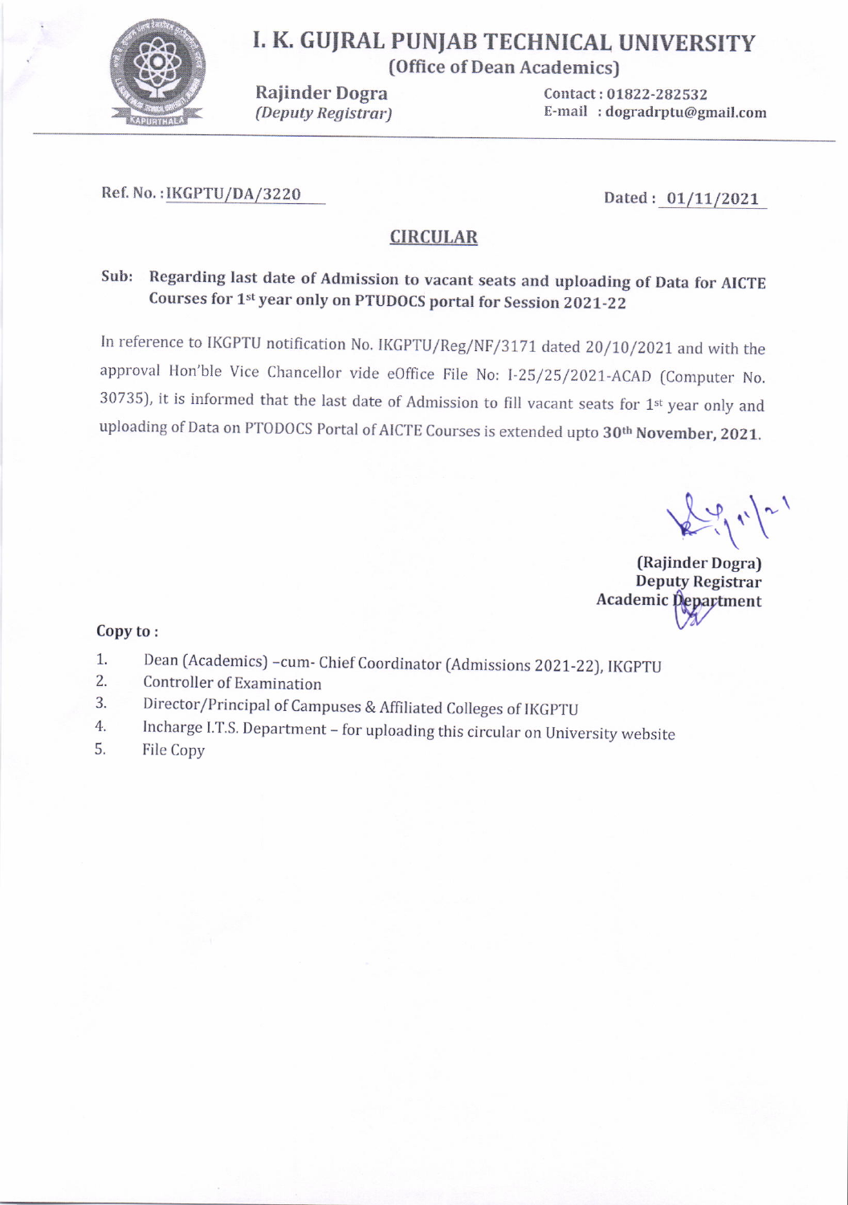# I. K. GUJRAL PUNJAB TECHNICAL UNIVERSITY

**(Office of Dean Academics)**

**Rajinder Dogra**
*(Deputy Registrar)*

Contact : 01822-282532
E-mail : dogradrptu@gmail.com

Ref. No. : IKGPTU/DA/3220

Dated : 01/11/2021

## CIRCULAR

**Sub: Regarding last date of Admission to vacant seats and uploading of Data for AICTE Courses for 1st year only on PTUDOCS portal for Session 2021-22**

In reference to IKGPTU notification No. IKGPTU/Reg/NF/3171 dated 20/10/2021 and with the approval Hon'ble Vice Chancellor vide eOffice File No: I-25/25/2021-ACAD (Computer No. 30735), it is informed that the last date of Admission to fill vacant seats for 1st year only and uploading of Data on PTODOCS Portal of AICTE Courses is extended upto **30th November, 2021.**

**(Rajinder Dogra)**
**Deputy Registrar**
**Academic Department**

**Copy to :**

1. Dean (Academics) –cum- Chief Coordinator (Admissions 2021-22), IKGPTU
2. Controller of Examination
3. Director/Principal of Campuses & Affiliated Colleges of IKGPTU
4. Incharge I.T.S. Department – for uploading this circular on University website
5. File Copy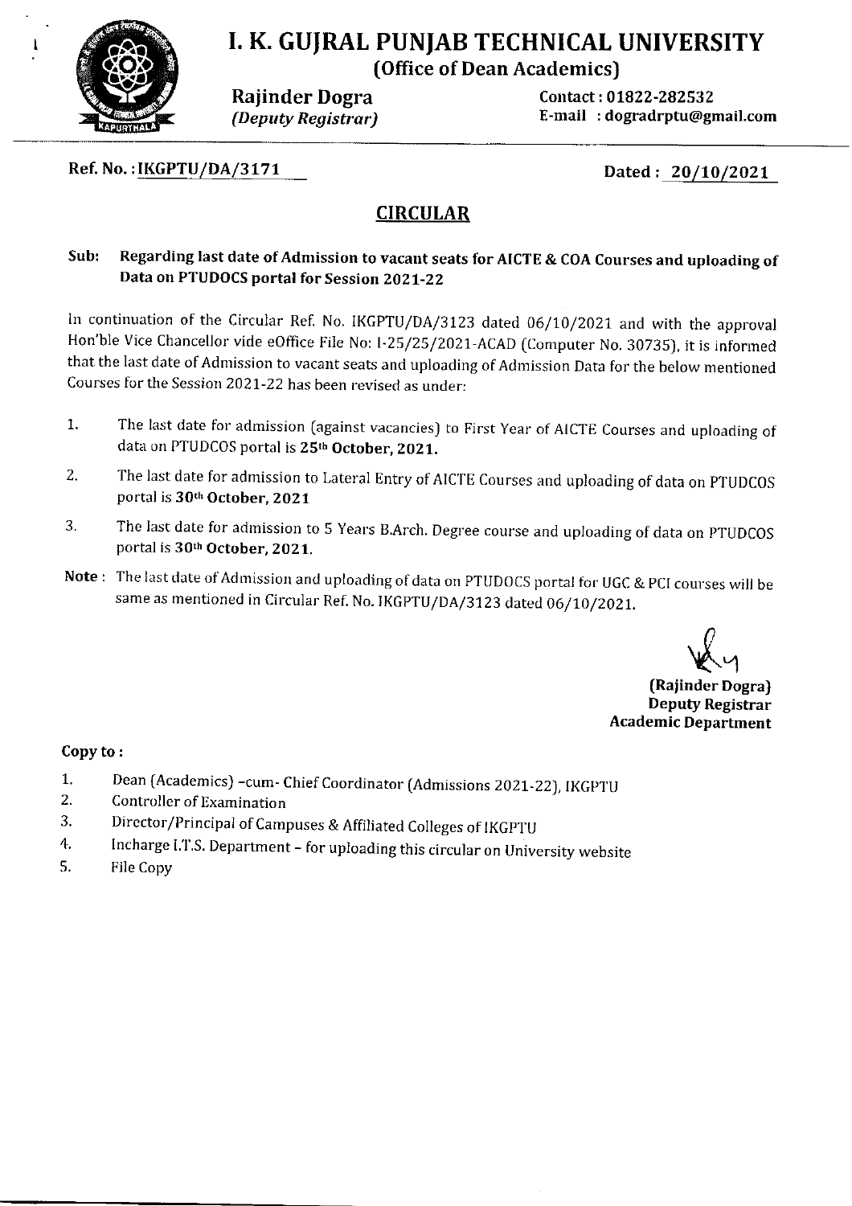# I. K. GUJRAL PUNJAB TECHNICAL UNIVERSITY

**(Office of Dean Academics)**

**Rajinder Dogra**
*(Deputy Registrar)*

Contact : 01822-282532
E-mail : dogradrptu@gmail.com

**Ref. No. : IKGPTU/DA/3171**

**Dated : 20/10/2021**

## CIRCULAR

**Sub: Regarding last date of Admission to vacant seats for AICTE & COA Courses and uploading of Data on PTUDOCS portal for Session 2021-22**

In continuation of the Circular Ref. No. IKGPTU/DA/3123 dated 06/10/2021 and with the approval Hon'ble Vice Chancellor vide eOffice File No: I-25/25/2021-ACAD (Computer No. 30735), it is informed that the last date of Admission to vacant seats and uploading of Admission Data for the below mentioned Courses for the Session 2021-22 has been revised as under:

1. The last date for admission (against vacancies) to First Year of AICTE Courses and uploading of data on PTUDCOS portal is **25th October, 2021.**
2. The last date for admission to Lateral Entry of AICTE Courses and uploading of data on PTUDCOS portal is **30th October, 2021**
3. The last date for admission to 5 Years B.Arch. Degree course and uploading of data on PTUDCOS portal is **30th October, 2021.**

**Note :** The last date of Admission and uploading of data on PTUDOCS portal for UGC & PCI courses will be same as mentioned in Circular Ref. No. IKGPTU/DA/3123 dated 06/10/2021.

**(Rajinder Dogra)**
**Deputy Registrar**
**Academic Department**

**Copy to :**

1. Dean (Academics) -cum- Chief Coordinator (Admissions 2021-22), IKGPTU
2. Controller of Examination
3. Director/Principal of Campuses & Affiliated Colleges of IKGPTU
4. Incharge I.T.S. Department – for uploading this circular on University website
5. File Copy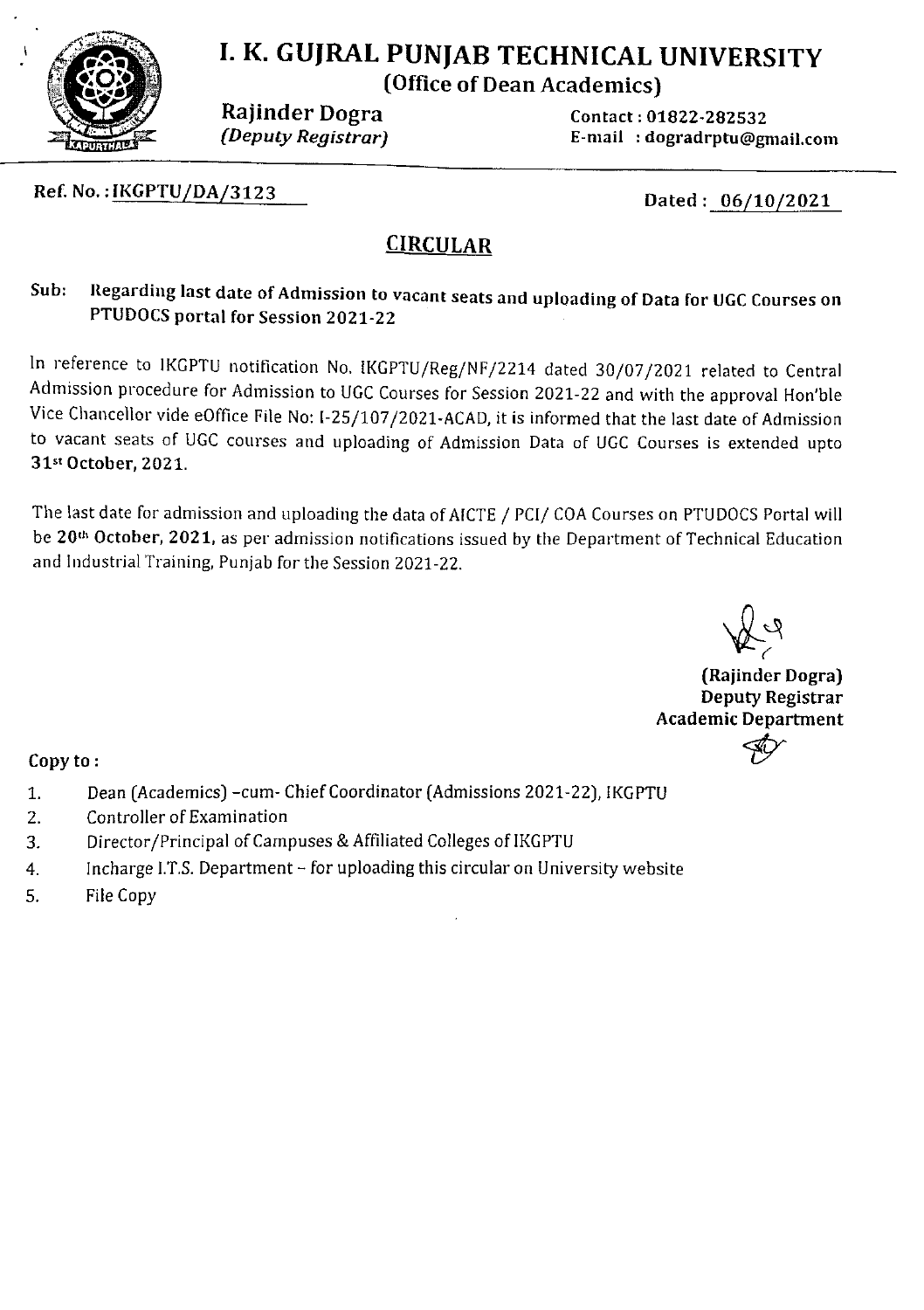# I. K. GUJRAL PUNJAB TECHNICAL UNIVERSITY

**(Office of Dean Academics)**

**Rajinder Dogra**
*(Deputy Registrar)*

**Contact : 01822-282532**
**E-mail : dogradrptu@gmail.com**

**Ref. No. : IKGPTU/DA/3123** **Dated : 06/10/2021**

## CIRCULAR

**Sub: Regarding last date of Admission to vacant seats and uploading of Data for UGC Courses on PTUDOCS portal for Session 2021-22**

In reference to IKGPTU notification No. IKGPTU/Reg/NF/2214 dated 30/07/2021 related to Central Admission procedure for Admission to UGC Courses for Session 2021-22 and with the approval Hon'ble Vice Chancellor vide eOffice File No: I-25/107/2021-ACAD, it is informed that the last date of Admission to vacant seats of UGC courses and uploading of Admission Data of UGC Courses is extended upto **31st October, 2021.**

The last date for admission and uploading the data of AICTE / PCI/ COA Courses on PTUDOCS Portal will be **20th October, 2021,** as per admission notifications issued by the Department of Technical Education and Industrial Training, Punjab for the Session 2021-22.

**(Rajinder Dogra)**
**Deputy Registrar**
**Academic Department**

**Copy to :**

1. Dean (Academics) -cum- Chief Coordinator (Admissions 2021-22), IKGPTU
2. Controller of Examination
3. Director/Principal of Campuses & Affiliated Colleges of IKGPTU
4. Incharge I.T.S. Department – for uploading this circular on University website
5. File Copy